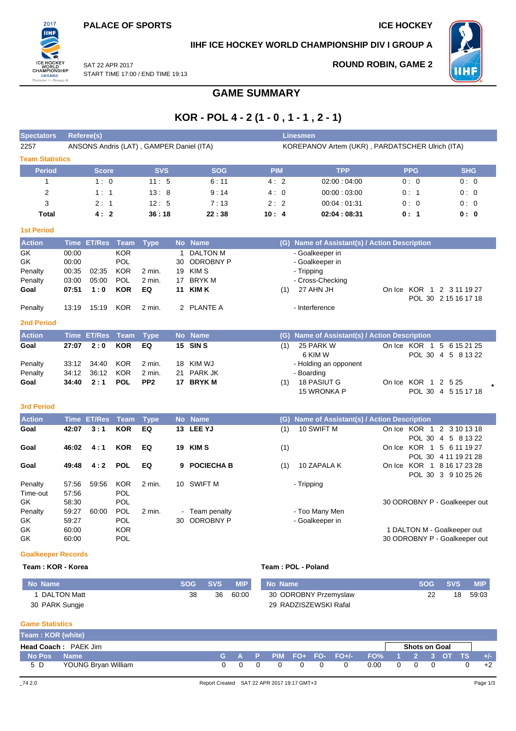**PALACE OF SPORTS** **ICE HOCKEY**

**IIHF ICE HOCKEY WORLD CHAMPIONSHIP DIV I GROUP A**

SAT 22 APR 2017
START TIME 17:00 / END TIME 19:13

**ROUND ROBIN, GAME 2**

# GAME SUMMARY

## KOR - POL 4 - 2 (1 - 0 , 1 - 1 , 2 - 1)

| Spectators | Referee(s) | Linesmen |
|---|---|---|
| 2257 | ANSONS Andris (LAT) , GAMPER Daniel (ITA) | KOREPANOV Artem (UKR) , PARDATSCHER Ulrich (ITA) |

### Team Statistics

| Period | Score | SVS | SOG | PIM | TPP | PPG | SHG |
|---|---|---|---|---|---|---|---|
| 1 | 1 : 0 | 11 : 5 | 6 : 11 | 4 : 2 | 02:00 : 04:00 | 0 : 0 | 0 : 0 |
| 2 | 1 : 1 | 13 : 8 | 9 : 14 | 4 : 0 | 00:00 : 03:00 | 0 : 1 | 0 : 0 |
| 3 | 2 : 1 | 12 : 5 | 7 : 13 | 2 : 2 | 00:04 : 01:31 | 0 : 0 | 0 : 0 |
| **Total** | **4 : 2** | **36 : 18** | **22 : 38** | **10 : 4** | **02:04 : 08:31** | **0 : 1** | **0 : 0** |

### 1st Period

| Action | Time | ET/Res | Team | Type | No | Name | (G) | Name of Assistant(s) / Action Description | On Ice |
|---|---|---|---|---|---|---|---|---|---|
| GK | 00:00 | | KOR | | 1 | DALTON M | | - Goalkeeper in | |
| GK | 00:00 | | POL | | 30 | ODROBNY P | | - Goalkeeper in | |
| Penalty | 00:35 | 02:35 | KOR | 2 min. | 19 | KIM S | | - Tripping | |
| Penalty | 03:00 | 05:00 | POL | 2 min. | 17 | BRYK M | | - Cross-Checking | |
| **Goal** | **07:51** | **1 : 0** | **KOR** | **EQ** | **11** | **KIM K** | (1) | 27 AHN JH | KOR 1 2 3 11 19 27 / POL 30 2 15 16 17 18 |
| Penalty | 13:19 | 15:19 | KOR | 2 min. | 2 | PLANTE A | | - Interference | |

### 2nd Period

| Action | Time | ET/Res | Team | Type | No | Name | (G) | Name of Assistant(s) / Action Description | On Ice |
|---|---|---|---|---|---|---|---|---|---|
| **Goal** | **27:07** | **2 : 0** | **KOR** | **EQ** | **15** | **SIN S** | (1) | 25 PARK W, 6 KIM W | KOR 1 5 6 15 21 25 / POL 30 4 5 8 13 22 |
| Penalty | 33:12 | 34:40 | KOR | 2 min. | 18 | KIM WJ | | - Holding an opponent | |
| Penalty | 34:12 | 36:12 | KOR | 2 min. | 21 | PARK JK | | - Boarding | |
| **Goal** | **34:40** | **2 : 1** | **POL** | **PP2** | **17** | **BRYK M** | (1) | 18 PASIUT G, 15 WRONKA P | KOR 1 2 5 25 / POL 30 4 5 15 17 18 * |

### 3rd Period

| Action | Time | ET/Res | Team | Type | No | Name | (G) | Name of Assistant(s) / Action Description | On Ice |
|---|---|---|---|---|---|---|---|---|---|
| **Goal** | **42:07** | **3 : 1** | **KOR** | **EQ** | **13** | **LEE YJ** | (1) | 10 SWIFT M | KOR 1 2 3 10 13 18 / POL 30 4 5 8 13 22 |
| **Goal** | **46:02** | **4 : 1** | **KOR** | **EQ** | **19** | **KIM S** | (1) | | KOR 1 5 6 11 19 27 / POL 30 4 11 19 21 28 |
| **Goal** | **49:48** | **4 : 2** | **POL** | **EQ** | **9** | **POCIECHA B** | (1) | 10 ZAPALA K | KOR 1 8 16 17 23 28 / POL 30 3 9 10 25 26 |
| Penalty | 57:56 | 59:56 | KOR | 2 min. | 10 | SWIFT M | | - Tripping | |
| Time-out | 57:56 | | POL | | | | | | |
| GK | 58:30 | | POL | | | | | | 30 ODROBNY P - Goalkeeper out |
| Penalty | 59:27 | 60:00 | POL | 2 min. | - | Team penalty | | - Too Many Men | |
| GK | 59:27 | | POL | | 30 | ODROBNY P | | - Goalkeeper in | |
| GK | 60:00 | | KOR | | | | | | 1 DALTON M - Goalkeeper out |
| GK | 60:00 | | POL | | | | | | 30 ODROBNY P - Goalkeeper out |

### Goalkeeper Records

**Team : KOR - Korea**

| No | Name | SOG | SVS | MIP |
|---|---|---|---|---|
| 1 | DALTON Matt | 38 | 36 | 60:00 |
| 30 | PARK Sungje | | | |

**Team : POL - Poland**

| No | Name | SOG | SVS | MIP |
|---|---|---|---|---|
| 30 | ODROBNY Przemyslaw | 22 | 18 | 59:03 |
| 29 | RADZISZEWSKI Rafal | | | |

### Game Statistics

**Team : KOR (white)**

**Head Coach :** PAEK Jim

| No | Pos | Name | G | A | P | PIM | FO+ | FO- | FO+/- | FO% | 1 | 2 | 3 | OT | TS | +/- |
|---|---|---|---|---|---|---|---|---|---|---|---|---|---|---|---|---|
| | | | | | | | | | | | Shots on Goal | | | | | |
| 5 | D | YOUNG Bryan William | 0 | 0 | 0 | 0 | 0 | 0 | 0 | 0.00 | 0 | 0 | 0 | | 0 | +2 |

_74 2.0 Report Created SAT 22 APR 2017 19:17 GMT+3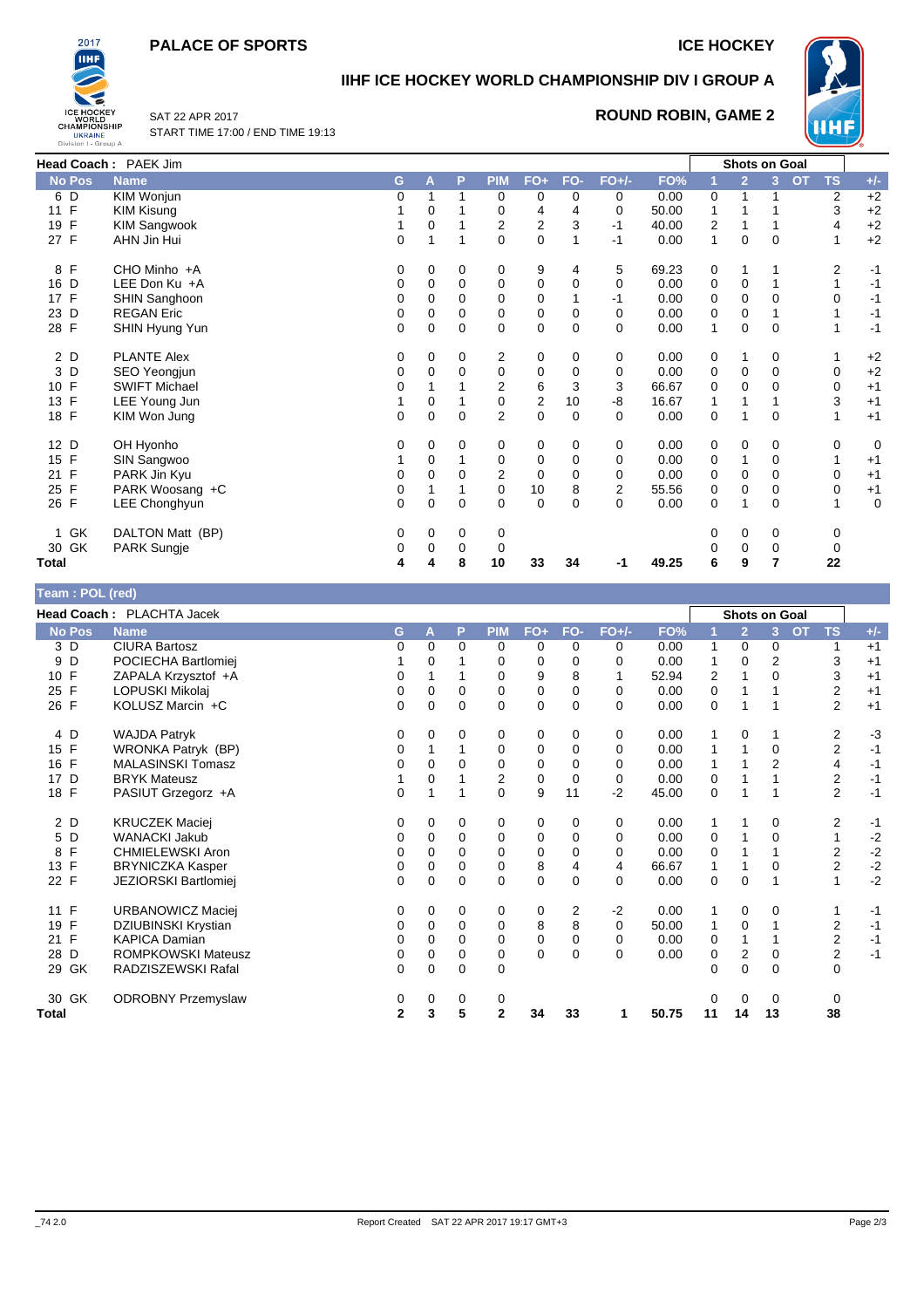# PALACE OF SPORTS

ICE HOCKEY

## IIHF ICE HOCKEY WORLD CHAMPIONSHIP DIV I GROUP A

SAT 22 APR 2017
START TIME 17:00 / END TIME 19:13

**ROUND ROBIN, GAME 2**

**Head Coach :** PAEK Jim

| No | Pos | Name | G | A | P | PIM | FO+ | FO- | FO+/- | FO% | 1 | 2 | 3 | OT | TS | +/- |
|---|---|---|---|---|---|---|---|---|---|---|---|---|---|---|---|---|
| 6 | D | KIM Wonjun | 0 | 1 | 1 | 0 | 0 | 0 | 0 | 0.00 | 0 | 1 | 1 | | 2 | +2 |
| 11 | F | KIM Kisung | 1 | 0 | 1 | 0 | 4 | 4 | 0 | 50.00 | 1 | 1 | 1 | | 3 | +2 |
| 19 | F | KIM Sangwook | 1 | 0 | 1 | 2 | 2 | 3 | -1 | 40.00 | 2 | 1 | 1 | | 4 | +2 |
| 27 | F | AHN Jin Hui | 0 | 1 | 1 | 0 | 0 | 1 | -1 | 0.00 | 1 | 0 | 0 | | 1 | +2 |
| 8 | F | CHO Minho +A | 0 | 0 | 0 | 0 | 9 | 4 | 5 | 69.23 | 0 | 1 | 1 | | 2 | -1 |
| 16 | D | LEE Don Ku +A | 0 | 0 | 0 | 0 | 0 | 0 | 0 | 0.00 | 0 | 0 | 1 | | 1 | -1 |
| 17 | F | SHIN Sanghoon | 0 | 0 | 0 | 0 | 0 | 1 | -1 | 0.00 | 0 | 0 | 0 | | 0 | -1 |
| 23 | D | REGAN Eric | 0 | 0 | 0 | 0 | 0 | 0 | 0 | 0.00 | 0 | 0 | 1 | | 1 | -1 |
| 28 | F | SHIN Hyung Yun | 0 | 0 | 0 | 0 | 0 | 0 | 0 | 0.00 | 1 | 0 | 0 | | 1 | -1 |
| 2 | D | PLANTE Alex | 0 | 0 | 0 | 2 | 0 | 0 | 0 | 0.00 | 0 | 1 | 0 | | 1 | +2 |
| 3 | D | SEO Yeongjun | 0 | 0 | 0 | 0 | 0 | 0 | 0 | 0.00 | 0 | 0 | 0 | | 0 | +2 |
| 10 | F | SWIFT Michael | 0 | 1 | 1 | 2 | 6 | 3 | 3 | 66.67 | 0 | 0 | 0 | | 0 | +1 |
| 13 | F | LEE Young Jun | 1 | 0 | 1 | 0 | 2 | 10 | -8 | 16.67 | 1 | 1 | 1 | | 3 | +1 |
| 18 | F | KIM Won Jung | 0 | 0 | 0 | 2 | 0 | 0 | 0 | 0.00 | 0 | 1 | 0 | | 1 | +1 |
| 12 | D | OH Hyonho | 0 | 0 | 0 | 0 | 0 | 0 | 0 | 0.00 | 0 | 0 | 0 | | 0 | 0 |
| 15 | F | SIN Sangwoo | 1 | 0 | 1 | 0 | 0 | 0 | 0 | 0.00 | 0 | 1 | 0 | | 1 | +1 |
| 21 | F | PARK Jin Kyu | 0 | 0 | 0 | 2 | 0 | 0 | 0 | 0.00 | 0 | 0 | 0 | | 0 | +1 |
| 25 | F | PARK Woosang +C | 0 | 1 | 1 | 0 | 10 | 8 | 2 | 55.56 | 0 | 0 | 0 | | 0 | +1 |
| 26 | F | LEE Chonghyun | 0 | 0 | 0 | 0 | 0 | 0 | 0 | 0.00 | 0 | 1 | 0 | | 1 | 0 |
| 1 | GK | DALTON Matt (BP) | 0 | 0 | 0 | 0 | | | | | 0 | 0 | 0 | | 0 | |
| 30 | GK | PARK Sungje | 0 | 0 | 0 | 0 | | | | | 0 | 0 | 0 | | 0 | |
| **Total** | | | **4** | **4** | **8** | **10** | **33** | **34** | **-1** | **49.25** | **6** | **9** | **7** | | **22** | |

**Team : POL (red)**

**Head Coach :** PLACHTA Jacek

| No | Pos | Name | G | A | P | PIM | FO+ | FO- | FO+/- | FO% | 1 | 2 | 3 | OT | TS | +/- |
|---|---|---|---|---|---|---|---|---|---|---|---|---|---|---|---|---|
| 3 | D | CIURA Bartosz | 0 | 0 | 0 | 0 | 0 | 0 | 0 | 0.00 | 1 | 0 | 0 | | 1 | +1 |
| 9 | D | POCIECHA Bartlomiej | 1 | 0 | 1 | 0 | 0 | 0 | 0 | 0.00 | 1 | 0 | 2 | | 3 | +1 |
| 10 | F | ZAPALA Krzysztof +A | 0 | 1 | 1 | 0 | 9 | 8 | 1 | 52.94 | 2 | 1 | 0 | | 3 | +1 |
| 25 | F | LOPUSKI Mikolaj | 0 | 0 | 0 | 0 | 0 | 0 | 0 | 0.00 | 0 | 1 | 1 | | 2 | +1 |
| 26 | F | KOLUSZ Marcin +C | 0 | 0 | 0 | 0 | 0 | 0 | 0 | 0.00 | 0 | 1 | 1 | | 2 | +1 |
| 4 | D | WAJDA Patryk | 0 | 0 | 0 | 0 | 0 | 0 | 0 | 0.00 | 1 | 0 | 1 | | 2 | -3 |
| 15 | F | WRONKA Patryk (BP) | 0 | 1 | 1 | 0 | 0 | 0 | 0 | 0.00 | 1 | 1 | 0 | | 2 | -1 |
| 16 | F | MALASINSKI Tomasz | 0 | 0 | 0 | 0 | 0 | 0 | 0 | 0.00 | 1 | 1 | 2 | | 4 | -1 |
| 17 | D | BRYK Mateusz | 1 | 0 | 1 | 2 | 0 | 0 | 0 | 0.00 | 0 | 1 | 1 | | 2 | -1 |
| 18 | F | PASIUT Grzegorz +A | 0 | 1 | 1 | 0 | 9 | 11 | -2 | 45.00 | 0 | 1 | 1 | | 2 | -1 |
| 2 | D | KRUCZEK Maciej | 0 | 0 | 0 | 0 | 0 | 0 | 0 | 0.00 | 1 | 1 | 0 | | 2 | -1 |
| 5 | D | WANACKI Jakub | 0 | 0 | 0 | 0 | 0 | 0 | 0 | 0.00 | 0 | 1 | 0 | | 1 | -2 |
| 8 | F | CHMIELEWSKI Aron | 0 | 0 | 0 | 0 | 0 | 0 | 0 | 0.00 | 0 | 1 | 1 | | 2 | -2 |
| 13 | F | BRYNICZKA Kasper | 0 | 0 | 0 | 0 | 8 | 4 | 4 | 66.67 | 1 | 1 | 0 | | 2 | -2 |
| 22 | F | JEZIORSKI Bartlomiej | 0 | 0 | 0 | 0 | 0 | 0 | 0 | 0.00 | 0 | 0 | 1 | | 1 | -2 |
| 11 | F | URBANOWICZ Maciej | 0 | 0 | 0 | 0 | 0 | 2 | -2 | 0.00 | 1 | 0 | 0 | | 1 | -1 |
| 19 | F | DZIUBINSKI Krystian | 0 | 0 | 0 | 0 | 8 | 8 | 0 | 50.00 | 1 | 0 | 1 | | 2 | -1 |
| 21 | F | KAPICA Damian | 0 | 0 | 0 | 0 | 0 | 0 | 0 | 0.00 | 0 | 1 | 1 | | 2 | -1 |
| 28 | D | ROMPKOWSKI Mateusz | 0 | 0 | 0 | 0 | 0 | 0 | 0 | 0.00 | 0 | 2 | 0 | | 2 | -1 |
| 29 | GK | RADZISZEWSKI Rafal | 0 | 0 | 0 | 0 | | | | | 0 | 0 | 0 | | 0 | |
| 30 | GK | ODROBNY Przemyslaw | 0 | 0 | 0 | 0 | | | | | 0 | 0 | 0 | | 0 | |
| **Total** | | | **2** | **3** | **5** | **2** | **34** | **33** | **1** | **50.75** | **11** | **14** | **13** | | **38** | |

_74 2.0 Report Created SAT 22 APR 2017 19:17 GMT+3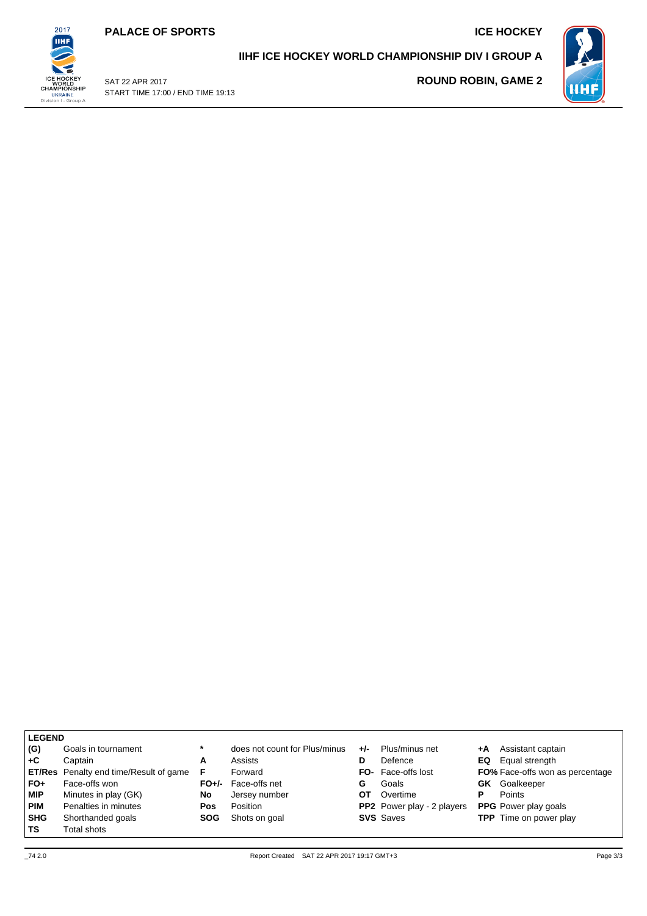## LEGEND

| | | | | | | | |
|---|---|---|---|---|---|---|---|
| **(G)** Goals in tournament | | **\*** | does not count for Plus/minus | **+/-** | Plus/minus net | **+A** | Assistant captain |
| **+C** | Captain | **A** | Assists | **D** | Defence | **EQ** | Equal strength |
| **ET/Res** | Penalty end time/Result of game | **F** | Forward | **FO-** | Face-offs lost | **FO%** | Face-offs won as percentage |
| **FO+** | Face-offs won | **FO+/-** | Face-offs net | **G** | Goals | **GK** | Goalkeeper |
| **MIP** | Minutes in play (GK) | **No** | Jersey number | **OT** | Overtime | **P** | Points |
| **PIM** | Penalties in minutes | **Pos** | Position | **PP2** | Power play - 2 players | **PPG** | Power play goals |
| **SHG** | Shorthanded goals | **SOG** | Shots on goal | **SVS** | Saves | **TPP** | Time on power play |
| **TS** | Total shots | | | | | | |

_74 2.0

Report Created SAT 22 APR 2017 19:17 GMT+3